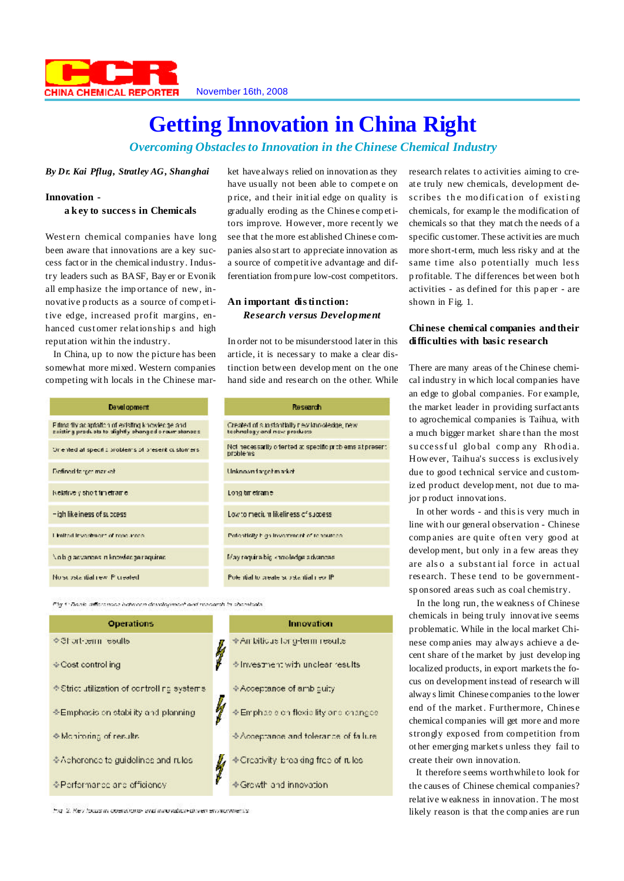CHINA CHEMICAL REPORTER November 16th, 2008

# Getting Innovation in China Right

## *Overcoming Obstacles to Innovation in the Chinese Chemical Industry*

***By Dr. Kai Pflug, Stratley AG, Shanghai***

### Innovation - a key to success in Chemicals

Western chemical companies have long been aware that innovations are a key success factor in the chemical industry. Industry leaders such as BASF, Bayer or Evonik all emphasize the importance of new, innovative products as a source of competitive edge, increased profit margins, enhanced customer relationships and high reputation within the industry.

In China, up to now the picture has been somewhat more mixed. Western companies competing with locals in the Chinese market have always relied on innovation as they have usually not been able to compete on price, and their initial edge on quality is gradually eroding as the Chinese competitors improve. However, more recently we see that the more established Chinese companies also start to appreciate innovation as a source of competitive advantage and differentiation from pure low-cost competitors.

### An important distinction: *Research versus Development*

In order not to be misunderstood later in this article, it is necessary to make a clear distinction between development on the one hand side and research on the other. While research relates to activities aiming to create truly new chemicals, development describes the modification of existing chemicals, for example the modification of chemicals so that they match the needs of a specific customer. These activities are much more short-term, much less risky and at the same time also potentially much less profitable. The differences between both activities - as defined for this paper - are shown in Fig. 1.

| Development | Research |
| --- | --- |
| Primarily adaptation of existing knowledge and existing products to slightly changed circumstances | Created of substantially new knowledge, new technology and new products |
| Oriented at specific problems of present customers | Not necessarily oriented at specific problems at present problems |
| Defined target market | Unknown target market |
| Relatively short timeframe | Long timeframe |
| High likeliness of success | Low to medium likeliness of success |
| Limited investment of resources | Potentially high investment of resources |
| No big advances in knowledge required | May require big knowledge advances |
| No substantial new IP created | Potential to create substantial new IP |

*Fig 1: Basic differences between development and research in chemicals*

| Operations | Innovation |
| --- | --- |
| Short-term results | Ambitious long-term results |
| Cost controlling | Investment with unclear results |
| Strict utilization of controlling systems | Acceptance of ambiguity |
| Emphasis on stability and planning | Emphasis on flexibility and changes |
| Monitoring of results | Acceptance and tolerance of failure |
| Adherence to guidelines and rules | Creativity breaking free of rules |
| Performance and efficiency | Growth and innovation |

*Fig 2: Key focus in operations and innovation-driven environments*

### Chinese chemical companies and their difficulties with basic research

There are many areas of the Chinese chemical industry in which local companies have an edge to global companies. For example, the market leader in providing surfactants to agrochemical companies is Taihua, with a much bigger market share than the most successful global company Rhodia. However, Taihua's success is exclusively due to good technical service and customized product development, not due to major product innovations.

In other words - and this is very much in line with our general observation - Chinese companies are quite often very good at development, but only in a few areas they are also a substantial force in actual research. These tend to be government-sponsored areas such as coal chemistry.

In the long run, the weakness of Chinese chemicals in being truly innovative seems problematic. While in the local market Chinese companies may always achieve a decent share of the market by just developing localized products, in export markets the focus on development instead of research will always limit Chinese companies to the lower end of the market. Furthermore, Chinese chemical companies will get more and more strongly exposed from competition from other emerging markets unless they fail to create their own innovation.

It therefore seems worthwhile to look for the causes of Chinese chemical companies? relative weakness in innovation. The most likely reason is that the companies are run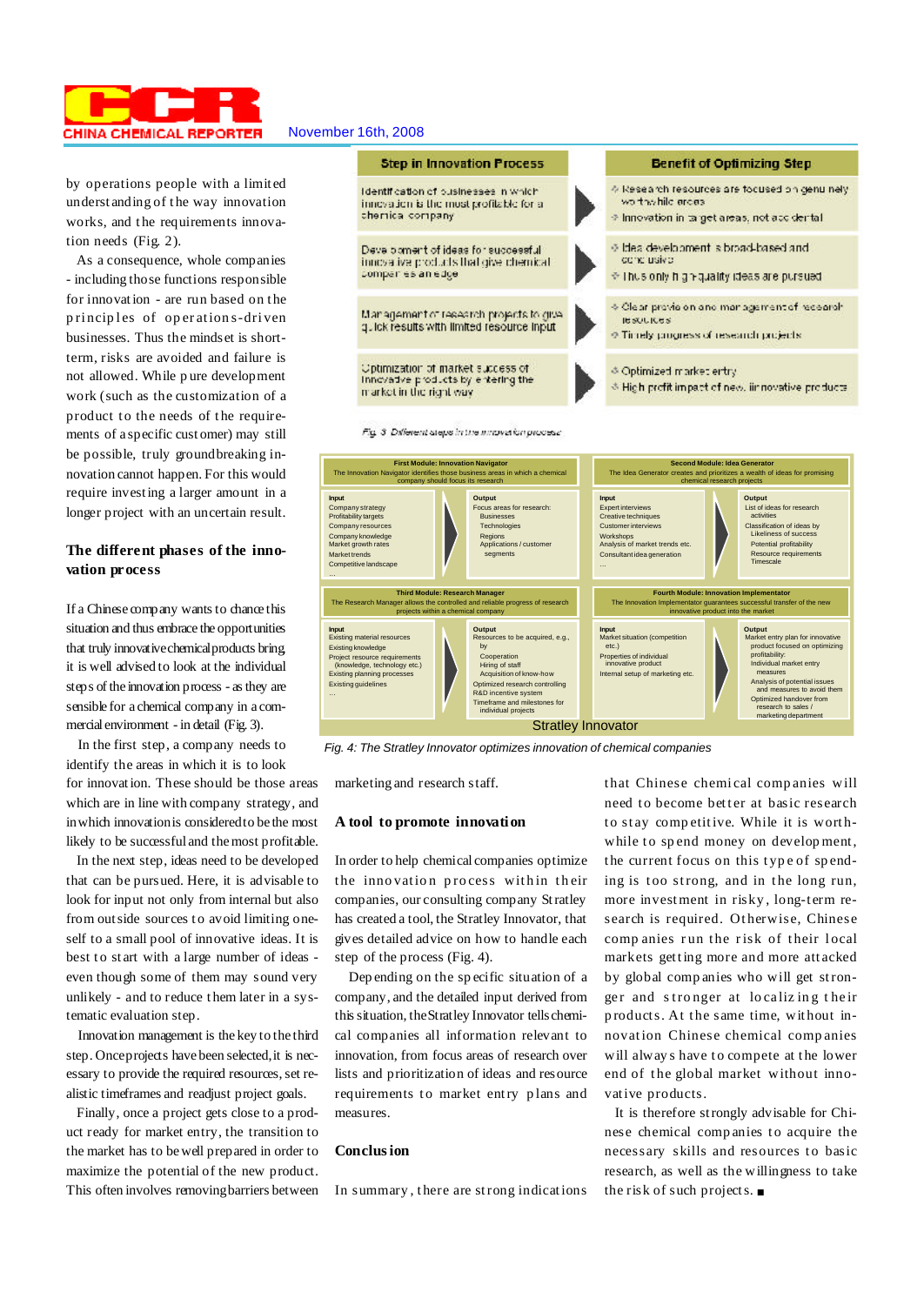by operations people with a limited understanding of the way innovation works, and the requirements innovation needs (Fig. 2).

As a consequence, whole companies - including those functions responsible for innovation - are run based on the principles of operations-driven businesses. Thus the mindset is short-term, risks are avoided and failure is not allowed. While pure development work (such as the customization of a product to the needs of the requirements of a specific customer) may still be possible, truly groundbreaking innovation cannot happen. For this would require investing a larger amount in a longer project with an uncertain result.

## The different phases of the innovation process

If a Chinese company wants to change this situation and thus embrace the opportunities that truly innovative chemical products bring, it is well advised to look at the individual steps of the innovation process - as they are sensible for a chemical company in a commercial environment - in detail (Fig. 3).

| Step in Innovation Process | Benefit of Optimizing Step |
|---|---|
| Identification of businesses in which innovation is the most profitable for a chemical company | Research resources are focused on genuinely worthwhile areas; Innovation in target areas, not accidental |
| Development of ideas for successful innovative products that give chemical companies an edge | Idea development is broad-based and conclusive; Thus only high-quality ideas are pursued |
| Management of research projects to give quick results with limited resource input | Clear provision and management of research resources; Timely progress of research projects |
| Optimization of market success of innovative products by entering the market in the right way | Optimized market entry; High profit impact of new innovative products |

*Fig. 3: Different steps in the innovation process*

In the first step, a company needs to identify the areas in which it is to look for innovation. These should be those areas which are in line with company strategy, and in which innovation is considered to be the most likely to be successful and the most profitable.

In the next step, ideas need to be developed that can be pursued. Here, it is advisable to look for input not only from internal but also from outside sources to avoid limiting oneself to a small pool of innovative ideas. It is best to start with a large number of ideas - even though some of them may sound very unlikely - and to reduce them later in a systematic evaluation step.

Innovation management is the key to the third step. Once projects have been selected, it is necessary to provide the required resources, set realistic timeframes and readjust project goals.

Finally, once a project gets close to a product ready for market entry, the transition to the market has to be well prepared in order to maximize the potential of the new product. This often involves removing barriers between marketing and research staff.

**First Module: Innovation Navigator** – The Innovation Navigator identifies those business areas in which a chemical company should focus its research

Input: Company strategy; Profitability targets; Company resources; Company knowledge; Market growth rates; Market trends; Competitive landscape; ...

Output: Focus areas for research: Businesses, Technologies, Regions, Applications / customer segments

**Second Module: Idea Generator** – The Idea Generator creates and prioritizes a wealth of ideas for promising chemical research projects

Input: Expert interviews; Creative techniques; Customer interviews; Workshops; Analysis of market trends etc.; Consultant idea generation; ...

Output: List of ideas for research activities; Classification of ideas by Likeliness of success, Potential profitability, Resource requirements, Timescale

**Third Module: Research Manager** – The Research Manager allows the controlled and reliable progress of research projects within a chemical company

Input: Existing material resources; Existing knowledge; Project resource requirements (knowledge, technology etc.); Existing planning processes; Existing guidelines; ...

Output: Resources to be acquired, e.g., by Cooperation, Hiring of staff, Acquisition of know-how; Optimized research controlling; R&D incentive system; Timeframe and milestones for individual projects

**Fourth Module: Innovation Implementator** – The Innovation Implementator guarantees successful transfer of the new innovative product into the market

Input: Market situation (competition etc.); Properties of individual innovative product; Internal setup of marketing etc.

Output: Market entry plan for innovative product focused on optimizing profitability; Individual market entry measures; Analysis of potential issues and measures to avoid them; Optimized handover from research to sales / marketing department

Stratley Innovator

*Fig. 4: The Stratley Innovator optimizes innovation of chemical companies*

## A tool to promote innovation

In order to help chemical companies optimize the innovation process within their companies, our consulting company Stratley has created a tool, the Stratley Innovator, that gives detailed advice on how to handle each step of the process (Fig. 4).

Depending on the specific situation of a company, and the detailed input derived from this situation, the Stratley Innovator tells chemical companies all information relevant to innovation, from focus areas of research over lists and prioritization of ideas and resource requirements to market entry plans and measures.

## Conclusion

In summary, there are strong indications that Chinese chemical companies will need to become better at basic research to stay competitive. While it is worthwhile to spend money on development, the current focus on this type of spending is too strong, and in the long run, more investment in risky, long-term research is required. Otherwise, Chinese companies run the risk of their local markets getting more and more attacked by global companies who will get stronger and stronger at localizing their products. At the same time, without innovation Chinese chemical companies will always have to compete at the lower end of the global market without innovative products.

It is therefore strongly advisable for Chinese chemical companies to acquire the necessary skills and resources to basic research, as well as the willingness to take the risk of such projects. ■